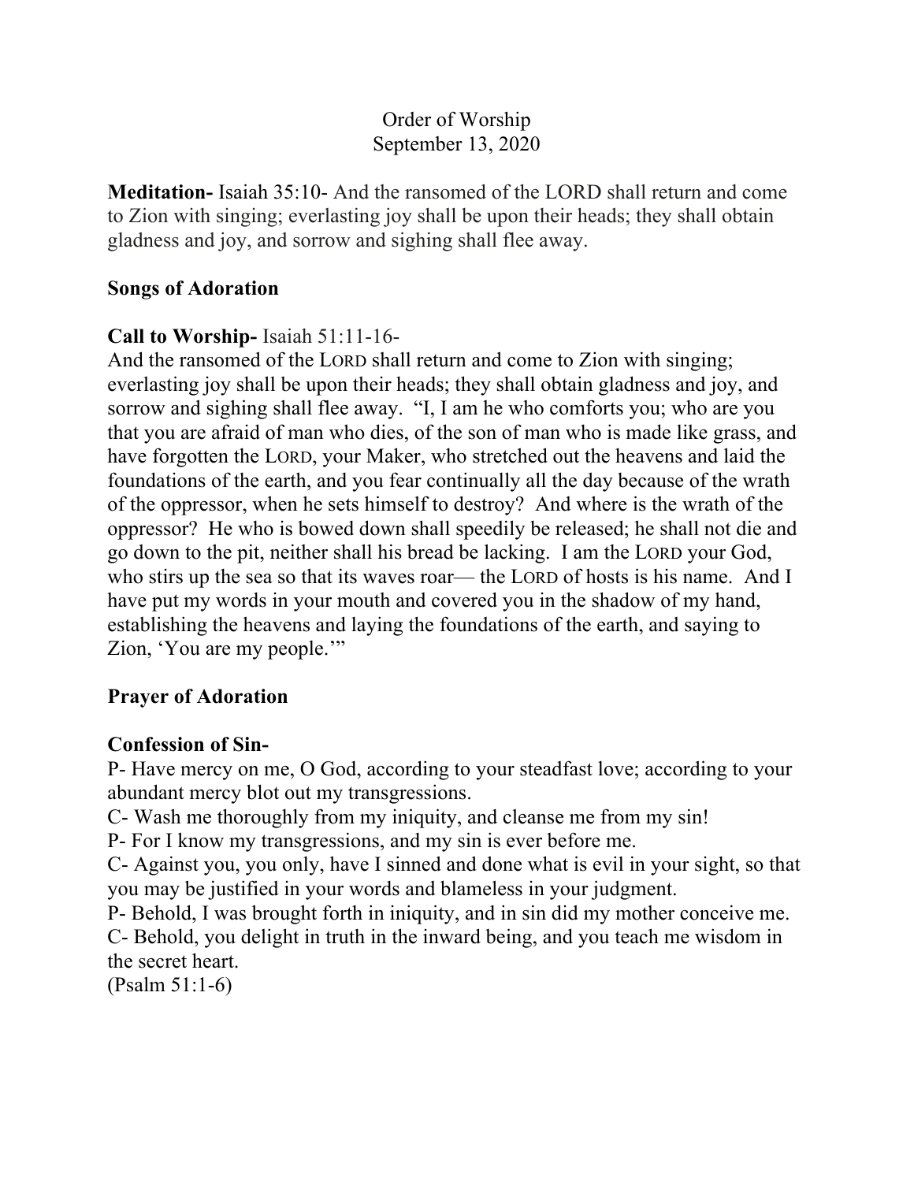Order of Worship
September 13, 2020

**Meditation-** Isaiah 35:10- And the ransomed of the LORD shall return and come to Zion with singing; everlasting joy shall be upon their heads; they shall obtain gladness and joy, and sorrow and sighing shall flee away.

**Songs of Adoration**

**Call to Worship-** Isaiah 51:11-16-
And the ransomed of the LORD shall return and come to Zion with singing; everlasting joy shall be upon their heads; they shall obtain gladness and joy, and sorrow and sighing shall flee away. "I, I am he who comforts you; who are you that you are afraid of man who dies, of the son of man who is made like grass, and have forgotten the LORD, your Maker, who stretched out the heavens and laid the foundations of the earth, and you fear continually all the day because of the wrath of the oppressor, when he sets himself to destroy? And where is the wrath of the oppressor? He who is bowed down shall speedily be released; he shall not die and go down to the pit, neither shall his bread be lacking. I am the LORD your God, who stirs up the sea so that its waves roar— the LORD of hosts is his name. And I have put my words in your mouth and covered you in the shadow of my hand, establishing the heavens and laying the foundations of the earth, and saying to Zion, 'You are my people.'"

**Prayer of Adoration**

**Confession of Sin-**
P- Have mercy on me, O God, according to your steadfast love; according to your abundant mercy blot out my transgressions.
C- Wash me thoroughly from my iniquity, and cleanse me from my sin!
P- For I know my transgressions, and my sin is ever before me.
C- Against you, you only, have I sinned and done what is evil in your sight, so that you may be justified in your words and blameless in your judgment.
P- Behold, I was brought forth in iniquity, and in sin did my mother conceive me.
C- Behold, you delight in truth in the inward being, and you teach me wisdom in the secret heart.
(Psalm 51:1-6)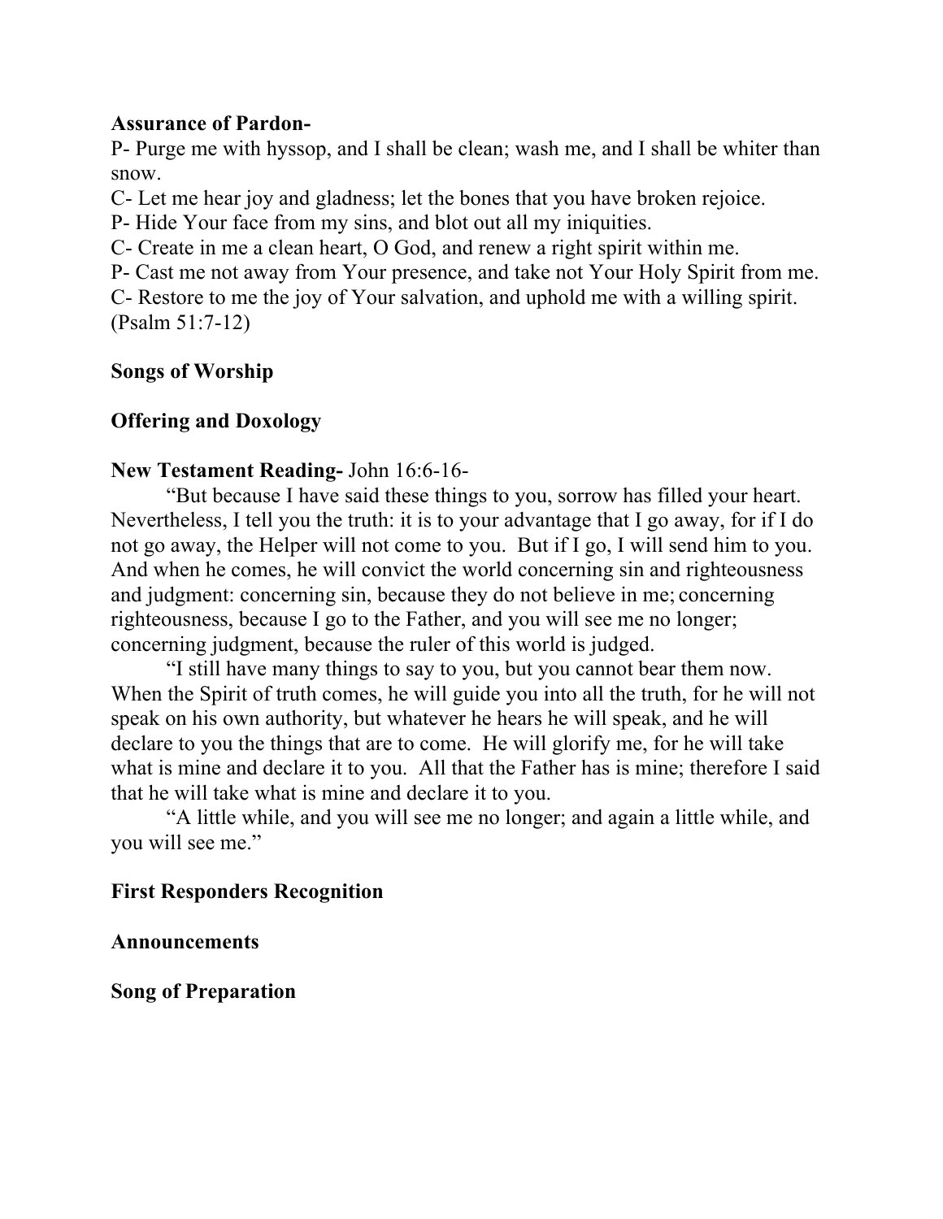**Assurance of Pardon-**

P- Purge me with hyssop, and I shall be clean; wash me, and I shall be whiter than snow.

C- Let me hear joy and gladness; let the bones that you have broken rejoice.

P- Hide Your face from my sins, and blot out all my iniquities.

C- Create in me a clean heart, O God, and renew a right spirit within me.

P- Cast me not away from Your presence, and take not Your Holy Spirit from me.

C- Restore to me the joy of Your salvation, and uphold me with a willing spirit.

(Psalm 51:7-12)

**Songs of Worship**

**Offering and Doxology**

**New Testament Reading-** John 16:6-16-

"But because I have said these things to you, sorrow has filled your heart. Nevertheless, I tell you the truth: it is to your advantage that I go away, for if I do not go away, the Helper will not come to you. But if I go, I will send him to you. And when he comes, he will convict the world concerning sin and righteousness and judgment: concerning sin, because they do not believe in me; concerning righteousness, because I go to the Father, and you will see me no longer; concerning judgment, because the ruler of this world is judged.

"I still have many things to say to you, but you cannot bear them now. When the Spirit of truth comes, he will guide you into all the truth, for he will not speak on his own authority, but whatever he hears he will speak, and he will declare to you the things that are to come. He will glorify me, for he will take what is mine and declare it to you. All that the Father has is mine; therefore I said that he will take what is mine and declare it to you.

"A little while, and you will see me no longer; and again a little while, and you will see me."

**First Responders Recognition**

**Announcements**

**Song of Preparation**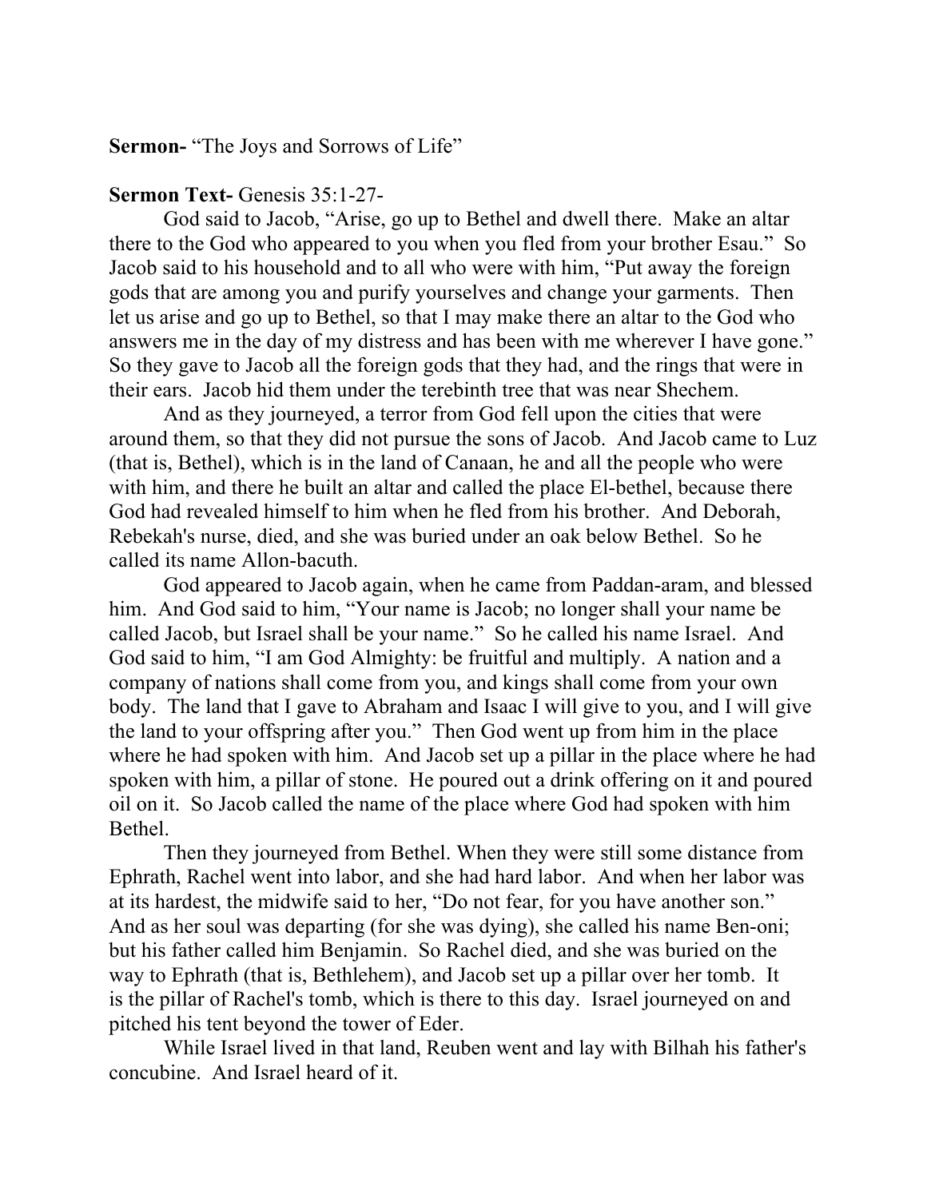**Sermon-** “The Joys and Sorrows of Life”

**Sermon Text-** Genesis 35:1-27-

God said to Jacob, “Arise, go up to Bethel and dwell there. Make an altar there to the God who appeared to you when you fled from your brother Esau.” So Jacob said to his household and to all who were with him, “Put away the foreign gods that are among you and purify yourselves and change your garments. Then let us arise and go up to Bethel, so that I may make there an altar to the God who answers me in the day of my distress and has been with me wherever I have gone.” So they gave to Jacob all the foreign gods that they had, and the rings that were in their ears. Jacob hid them under the terebinth tree that was near Shechem.

And as they journeyed, a terror from God fell upon the cities that were around them, so that they did not pursue the sons of Jacob. And Jacob came to Luz (that is, Bethel), which is in the land of Canaan, he and all the people who were with him, and there he built an altar and called the place El-bethel, because there God had revealed himself to him when he fled from his brother. And Deborah, Rebekah's nurse, died, and she was buried under an oak below Bethel. So he called its name Allon-bacuth.

God appeared to Jacob again, when he came from Paddan-aram, and blessed him. And God said to him, “Your name is Jacob; no longer shall your name be called Jacob, but Israel shall be your name.” So he called his name Israel. And God said to him, “I am God Almighty: be fruitful and multiply. A nation and a company of nations shall come from you, and kings shall come from your own body. The land that I gave to Abraham and Isaac I will give to you, and I will give the land to your offspring after you.” Then God went up from him in the place where he had spoken with him. And Jacob set up a pillar in the place where he had spoken with him, a pillar of stone. He poured out a drink offering on it and poured oil on it. So Jacob called the name of the place where God had spoken with him Bethel.

Then they journeyed from Bethel. When they were still some distance from Ephrath, Rachel went into labor, and she had hard labor. And when her labor was at its hardest, the midwife said to her, “Do not fear, for you have another son.” And as her soul was departing (for she was dying), she called his name Ben-oni; but his father called him Benjamin. So Rachel died, and she was buried on the way to Ephrath (that is, Bethlehem), and Jacob set up a pillar over her tomb. It is the pillar of Rachel's tomb, which is there to this day. Israel journeyed on and pitched his tent beyond the tower of Eder.

While Israel lived in that land, Reuben went and lay with Bilhah his father's concubine. And Israel heard of it.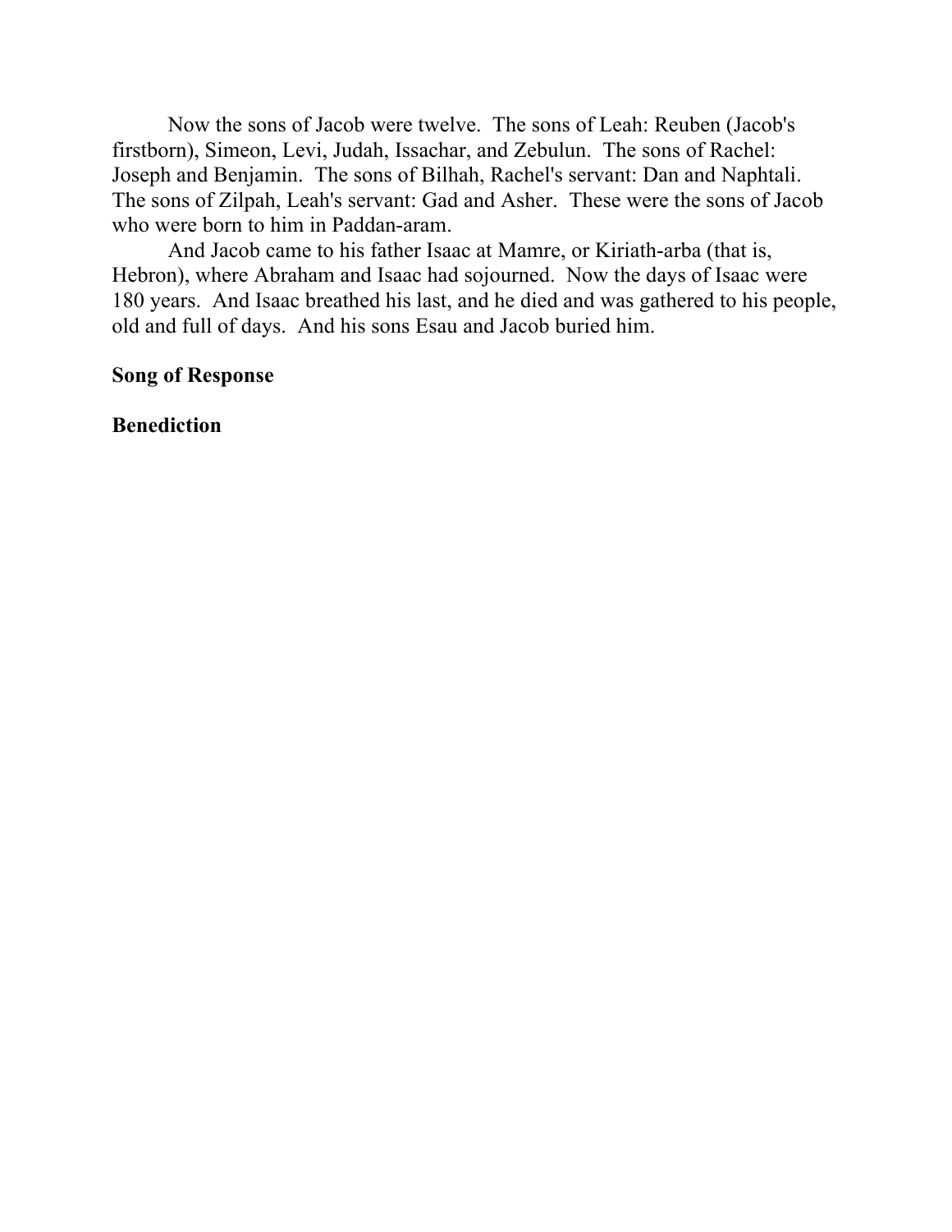Now the sons of Jacob were twelve. The sons of Leah: Reuben (Jacob's firstborn), Simeon, Levi, Judah, Issachar, and Zebulun. The sons of Rachel: Joseph and Benjamin. The sons of Bilhah, Rachel's servant: Dan and Naphtali. The sons of Zilpah, Leah's servant: Gad and Asher. These were the sons of Jacob who were born to him in Paddan-aram.

And Jacob came to his father Isaac at Mamre, or Kiriath-arba (that is, Hebron), where Abraham and Isaac had sojourned. Now the days of Isaac were 180 years. And Isaac breathed his last, and he died and was gathered to his people, old and full of days. And his sons Esau and Jacob buried him.

**Song of Response**

**Benediction**